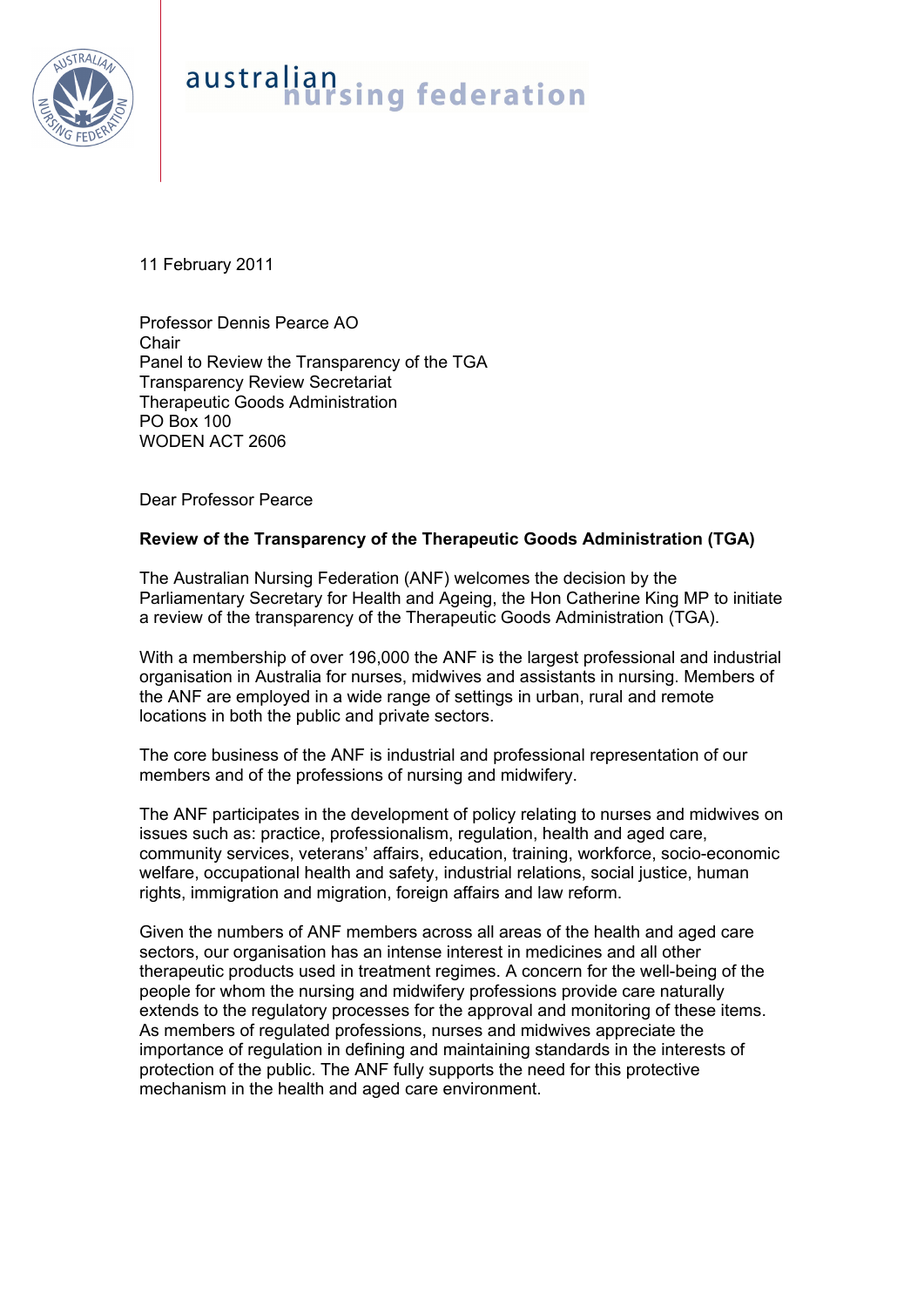australian nursing federation

11 February 2011

Professor Dennis Pearce AO
Chair
Panel to Review the Transparency of the TGA
Transparency Review Secretariat
Therapeutic Goods Administration
PO Box 100
WODEN ACT 2606

Dear Professor Pearce

**Review of the Transparency of the Therapeutic Goods Administration (TGA)**

The Australian Nursing Federation (ANF) welcomes the decision by the Parliamentary Secretary for Health and Ageing, the Hon Catherine King MP to initiate a review of the transparency of the Therapeutic Goods Administration (TGA).

With a membership of over 196,000 the ANF is the largest professional and industrial organisation in Australia for nurses, midwives and assistants in nursing. Members of the ANF are employed in a wide range of settings in urban, rural and remote locations in both the public and private sectors.

The core business of the ANF is industrial and professional representation of our members and of the professions of nursing and midwifery.

The ANF participates in the development of policy relating to nurses and midwives on issues such as: practice, professionalism, regulation, health and aged care, community services, veterans' affairs, education, training, workforce, socio-economic welfare, occupational health and safety, industrial relations, social justice, human rights, immigration and migration, foreign affairs and law reform.

Given the numbers of ANF members across all areas of the health and aged care sectors, our organisation has an intense interest in medicines and all other therapeutic products used in treatment regimes. A concern for the well-being of the people for whom the nursing and midwifery professions provide care naturally extends to the regulatory processes for the approval and monitoring of these items. As members of regulated professions, nurses and midwives appreciate the importance of regulation in defining and maintaining standards in the interests of protection of the public. The ANF fully supports the need for this protective mechanism in the health and aged care environment.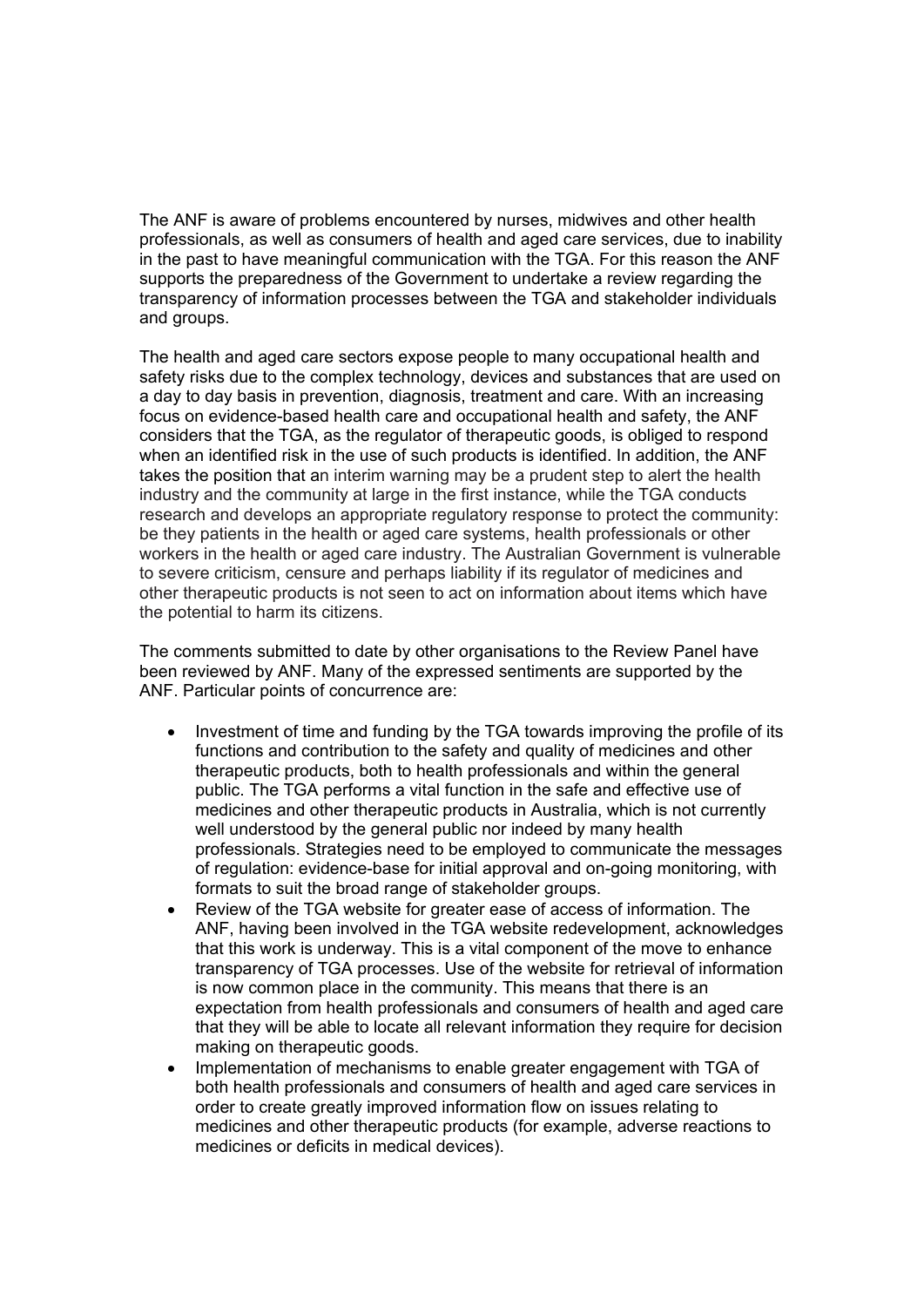The ANF is aware of problems encountered by nurses, midwives and other health professionals, as well as consumers of health and aged care services, due to inability in the past to have meaningful communication with the TGA. For this reason the ANF supports the preparedness of the Government to undertake a review regarding the transparency of information processes between the TGA and stakeholder individuals and groups.

The health and aged care sectors expose people to many occupational health and safety risks due to the complex technology, devices and substances that are used on a day to day basis in prevention, diagnosis, treatment and care. With an increasing focus on evidence-based health care and occupational health and safety, the ANF considers that the TGA, as the regulator of therapeutic goods, is obliged to respond when an identified risk in the use of such products is identified. In addition, the ANF takes the position that an interim warning may be a prudent step to alert the health industry and the community at large in the first instance, while the TGA conducts research and develops an appropriate regulatory response to protect the community: be they patients in the health or aged care systems, health professionals or other workers in the health or aged care industry. The Australian Government is vulnerable to severe criticism, censure and perhaps liability if its regulator of medicines and other therapeutic products is not seen to act on information about items which have the potential to harm its citizens.

The comments submitted to date by other organisations to the Review Panel have been reviewed by ANF. Many of the expressed sentiments are supported by the ANF. Particular points of concurrence are:

- Investment of time and funding by the TGA towards improving the profile of its functions and contribution to the safety and quality of medicines and other therapeutic products, both to health professionals and within the general public. The TGA performs a vital function in the safe and effective use of medicines and other therapeutic products in Australia, which is not currently well understood by the general public nor indeed by many health professionals. Strategies need to be employed to communicate the messages of regulation: evidence-base for initial approval and on-going monitoring, with formats to suit the broad range of stakeholder groups.
- Review of the TGA website for greater ease of access of information. The ANF, having been involved in the TGA website redevelopment, acknowledges that this work is underway. This is a vital component of the move to enhance transparency of TGA processes. Use of the website for retrieval of information is now common place in the community. This means that there is an expectation from health professionals and consumers of health and aged care that they will be able to locate all relevant information they require for decision making on therapeutic goods.
- Implementation of mechanisms to enable greater engagement with TGA of both health professionals and consumers of health and aged care services in order to create greatly improved information flow on issues relating to medicines and other therapeutic products (for example, adverse reactions to medicines or deficits in medical devices).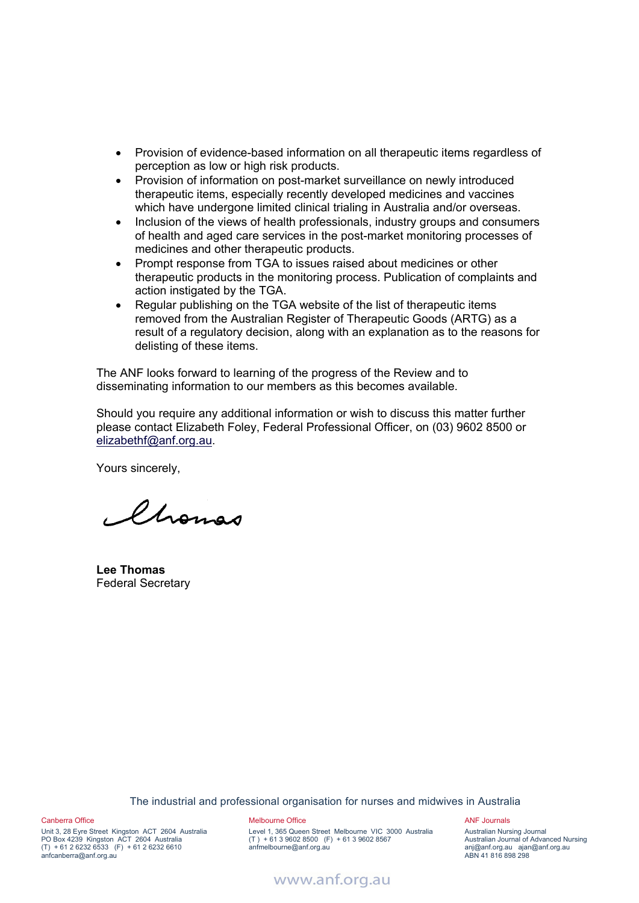- Provision of evidence-based information on all therapeutic items regardless of perception as low or high risk products.
- Provision of information on post-market surveillance on newly introduced therapeutic items, especially recently developed medicines and vaccines which have undergone limited clinical trialing in Australia and/or overseas.
- Inclusion of the views of health professionals, industry groups and consumers of health and aged care services in the post-market monitoring processes of medicines and other therapeutic products.
- Prompt response from TGA to issues raised about medicines or other therapeutic products in the monitoring process. Publication of complaints and action instigated by the TGA.
- Regular publishing on the TGA website of the list of therapeutic items removed from the Australian Register of Therapeutic Goods (ARTG) as a result of a regulatory decision, along with an explanation as to the reasons for delisting of these items.

The ANF looks forward to learning of the progress of the Review and to disseminating information to our members as this becomes available.

Should you require any additional information or wish to discuss this matter further please contact Elizabeth Foley, Federal Professional Officer, on (03) 9602 8500 or elizabethf@anf.org.au.

Yours sincerely,

**Lee Thomas**
Federal Secretary

The industrial and professional organisation for nurses and midwives in Australia

Canberra Office
Unit 3, 28 Eyre Street Kingston ACT 2604 Australia
PO Box 4239 Kingston ACT 2604 Australia
(T) + 61 2 6232 6533 (F) + 61 2 6232 6610
anfcanberra@anf.org.au

Melbourne Office
Level 1, 365 Queen Street Melbourne VIC 3000 Australia
(T ) + 61 3 9602 8500 (F) + 61 3 9602 8567
anfmelbourne@anf.org.au

ANF Journals
Australian Nursing Journal
Australian Journal of Advanced Nursing
anj@anf.org.au ajan@anf.org.au
ABN 41 816 898 298

www.anf.org.au